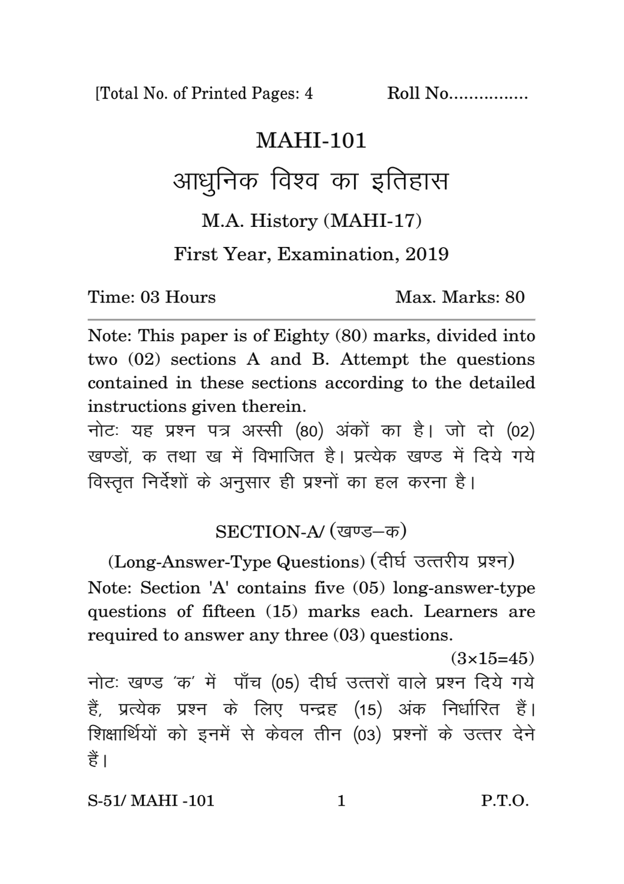[Total No. of Printed Pages: 4 Roll No................

# MAHI-101

## आधुनिक विश्व का इतिहास

M.A. History (MAHI-17)

First Year, Examination, 2019

Time: 03 Hours Max. Marks: 80

Note: This paper is of Eighty (80) marks, divided into two (02) sections A and B. Attempt the questions contained in these sections according to the detailed instructions given therein.

नोटः यह प्रश्न पत्र अस्सी (80) अंकों का है। जो दो (02) खण्डों, क तथा ख में विभाजित है। प्रत्येक खण्ड में दिये गये विस्तृत निर्देशों के अनुसार ही प्रश्नों का हल करना है।

### SECTION-A/ (खण्ड–क)

(Long-Answer-Type Questions) (दीर्घ उत्तरीय प्रश्न)

Note: Section 'A' contains five (05) long-answer-type questions of fifteen (15) marks each. Learners are required to answer any three (03) questions.

(3×15=45)

नोटः खण्ड 'क' में पाँच (05) दीर्घ उत्तरों वाले प्रश्न दिये गये हैं, प्रत्येक प्रश्न के लिए पन्द्रह (15) अंक निर्धारित हैं। शिक्षार्थियों को इनमें से केवल तीन (03) प्रश्नों के उत्तर देने हैं।

S-51/ MAHI -101 P.T.O.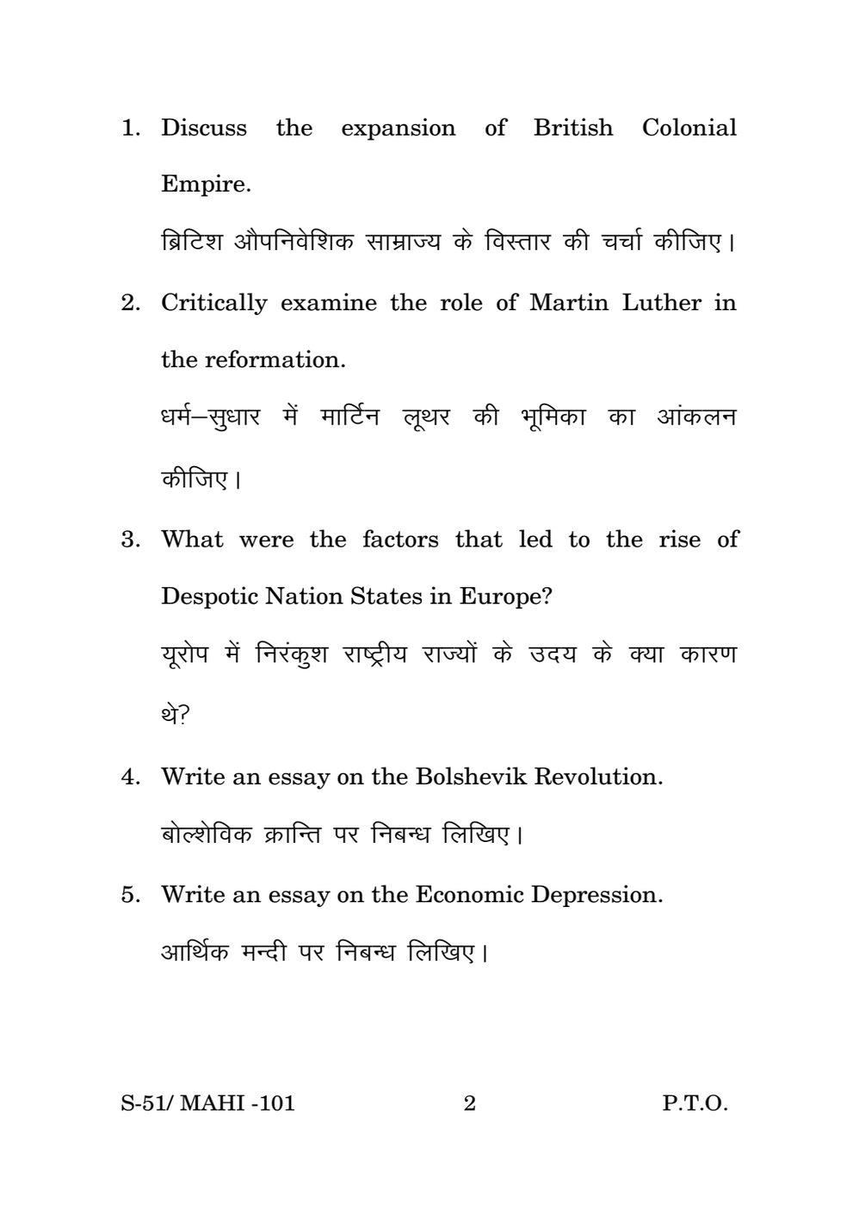1. Discuss the expansion of British Colonial Empire.

   ब्रिटिश औपनिवेशिक साम्राज्य के विस्तार की चर्चा कीजिए।

2. Critically examine the role of Martin Luther in the reformation.

   धर्म–सुधार में मार्टिन लूथर की भूमिका का आंकलन कीजिए।

3. What were the factors that led to the rise of Despotic Nation States in Europe?

   यूरोप में निरंकुश राष्ट्रीय राज्यों के उदय के क्या कारण थे?

4. Write an essay on the Bolshevik Revolution.

   बोल्शेविक क्रान्ति पर निबन्ध लिखिए।

5. Write an essay on the Economic Depression.

   आर्थिक मन्दी पर निबन्ध लिखिए।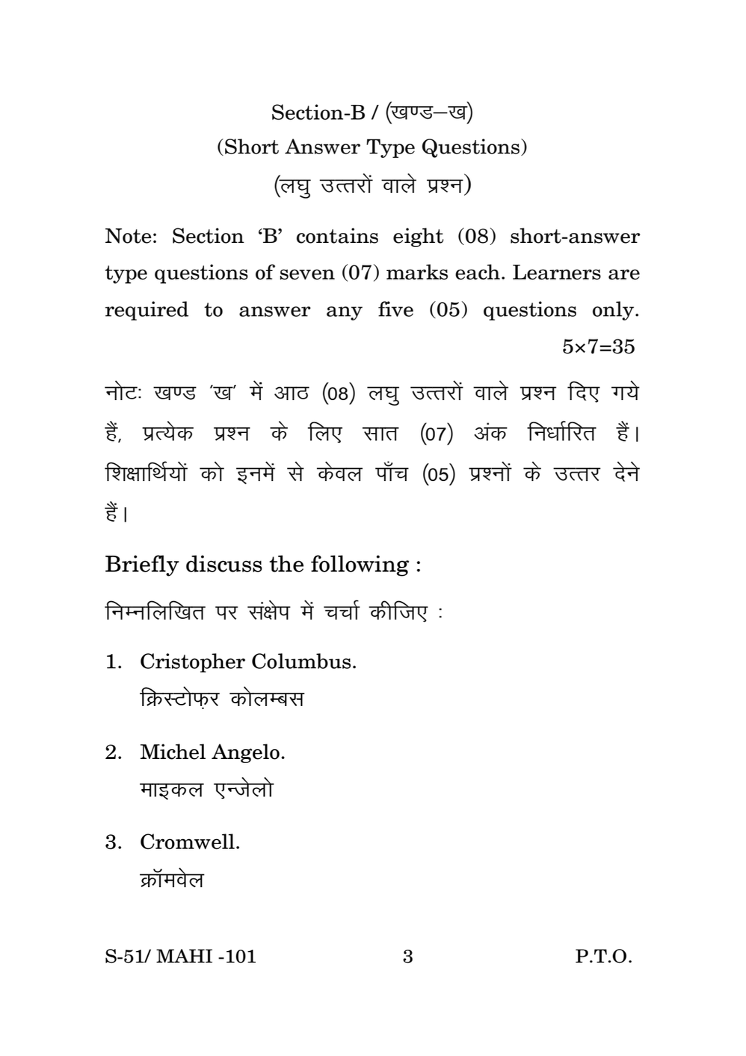## Section-B / (खण्ड–ख)

### (Short Answer Type Questions)

### (लघु उत्तरों वाले प्रश्न)

Note: Section 'B' contains eight (08) short-answer type questions of seven (07) marks each. Learners are required to answer any five (05) questions only.

5×7=35

नोटः खण्ड 'ख' में आठ (08) लघु उत्तरों वाले प्रश्न दिए गये हैं, प्रत्येक प्रश्न के लिए सात (07) अंक निर्धारित हैं। शिक्षार्थियों को इनमें से केवल पाँच (05) प्रश्नों के उत्तर देने हैं।

Briefly discuss the following :

निम्नलिखित पर संक्षेप में चर्चा कीजिए :

1. Cristopher Columbus.
   क्रिस्टोफ़र कोलम्बस

2. Michel Angelo.
   माइकल एन्जेलो

3. Cromwell.
   क्रॉमवेल

S-51/ MAHI -101

P.T.O.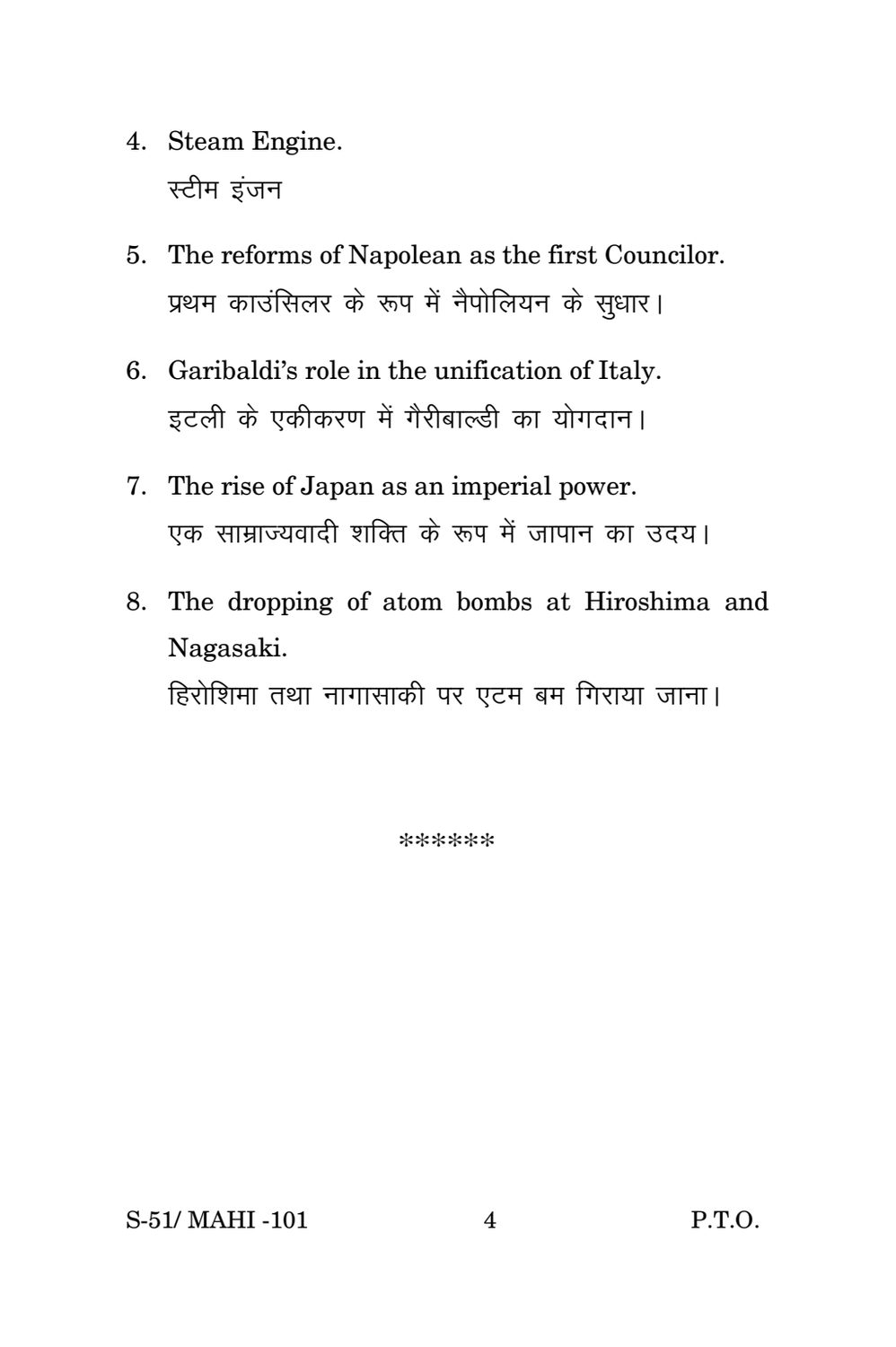4. Steam Engine.
   स्टीम इंजन

5. The reforms of Napolean as the first Councilor.
   प्रथम काउंसिलर के रूप में नैपोलियन के सुधार।

6. Garibaldi's role in the unification of Italy.
   इटली के एकीकरण में गैरीबाल्डी का योगदान।

7. The rise of Japan as an imperial power.
   एक साम्राज्यवादी शक्ति के रूप में जापान का उदय।

8. The dropping of atom bombs at Hiroshima and Nagasaki.
   हिरोशिमा तथा नागासाकी पर एटम बम गिराया जाना।

******